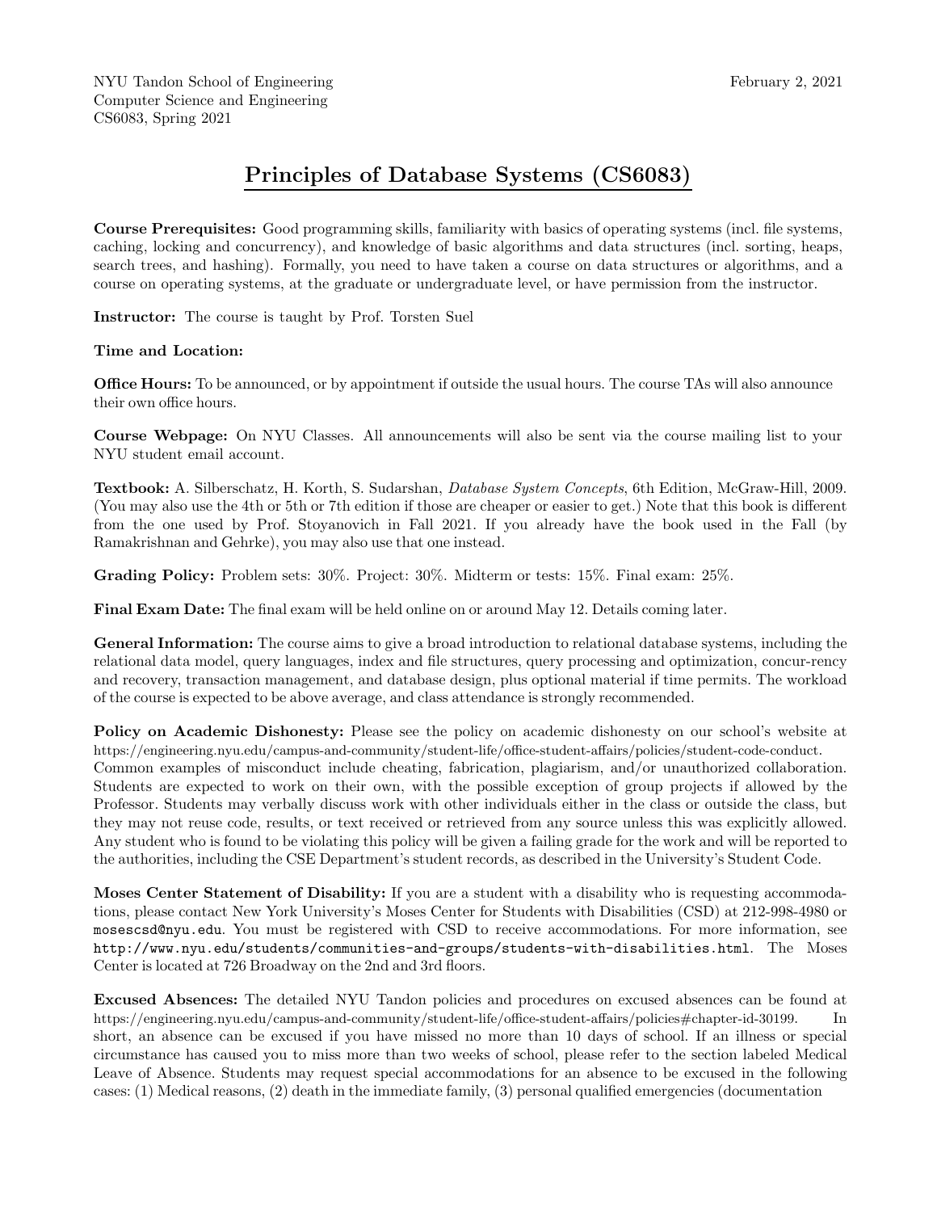NYU Tandon School of Engineering
Computer Science and Engineering
CS6083, Spring 2021

February 2, 2021

# Principles of Database Systems (CS6083)

**Course Prerequisites:** Good programming skills, familiarity with basics of operating systems (incl. file systems, caching, locking and concurrency), and knowledge of basic algorithms and data structures (incl. sorting, heaps, search trees, and hashing). Formally, you need to have taken a course on data structures or algorithms, and a course on operating systems, at the graduate or undergraduate level, or have permission from the instructor.

**Instructor:** The course is taught by Prof. Torsten Suel

**Time and Location:**

**Office Hours:** To be announced, or by appointment if outside the usual hours. The course TAs will also announce their own office hours.

**Course Webpage:** On NYU Classes. All announcements will also be sent via the course mailing list to your NYU student email account.

**Textbook:** A. Silberschatz, H. Korth, S. Sudarshan, *Database System Concepts*, 6th Edition, McGraw-Hill, 2009. (You may also use the 4th or 5th or 7th edition if those are cheaper or easier to get.) Note that this book is different from the one used by Prof. Stoyanovich in Fall 2021. If you already have the book used in the Fall (by Ramakrishnan and Gehrke), you may also use that one instead.

**Grading Policy:** Problem sets: 30%. Project: 30%. Midterm or tests: 15%. Final exam: 25%.

**Final Exam Date:** The final exam will be held online on or around May 12. Details coming later.

**General Information:** The course aims to give a broad introduction to relational database systems, including the relational data model, query languages, index and file structures, query processing and optimization, concur-rency and recovery, transaction management, and database design, plus optional material if time permits. The workload of the course is expected to be above average, and class attendance is strongly recommended.

**Policy on Academic Dishonesty:** Please see the policy on academic dishonesty on our school's website at https://engineering.nyu.edu/campus-and-community/student-life/office-student-affairs/policies/student-code-conduct. Common examples of misconduct include cheating, fabrication, plagiarism, and/or unauthorized collaboration. Students are expected to work on their own, with the possible exception of group projects if allowed by the Professor. Students may verbally discuss work with other individuals either in the class or outside the class, but they may not reuse code, results, or text received or retrieved from any source unless this was explicitly allowed. Any student who is found to be violating this policy will be given a failing grade for the work and will be reported to the authorities, including the CSE Department's student records, as described in the University's Student Code.

**Moses Center Statement of Disability:** If you are a student with a disability who is requesting accommodations, please contact New York University's Moses Center for Students with Disabilities (CSD) at 212-998-4980 or `mosescsd@nyu.edu`. You must be registered with CSD to receive accommodations. For more information, see `http://www.nyu.edu/students/communities-and-groups/students-with-disabilities.html`. The Moses Center is located at 726 Broadway on the 2nd and 3rd floors.

**Excused Absences:** The detailed NYU Tandon policies and procedures on excused absences can be found at https://engineering.nyu.edu/campus-and-community/student-life/office-student-affairs/policies#chapter-id-30199. In short, an absence can be excused if you have missed no more than 10 days of school. If an illness or special circumstance has caused you to miss more than two weeks of school, please refer to the section labeled Medical Leave of Absence. Students may request special accommodations for an absence to be excused in the following cases: (1) Medical reasons, (2) death in the immediate family, (3) personal qualified emergencies (documentation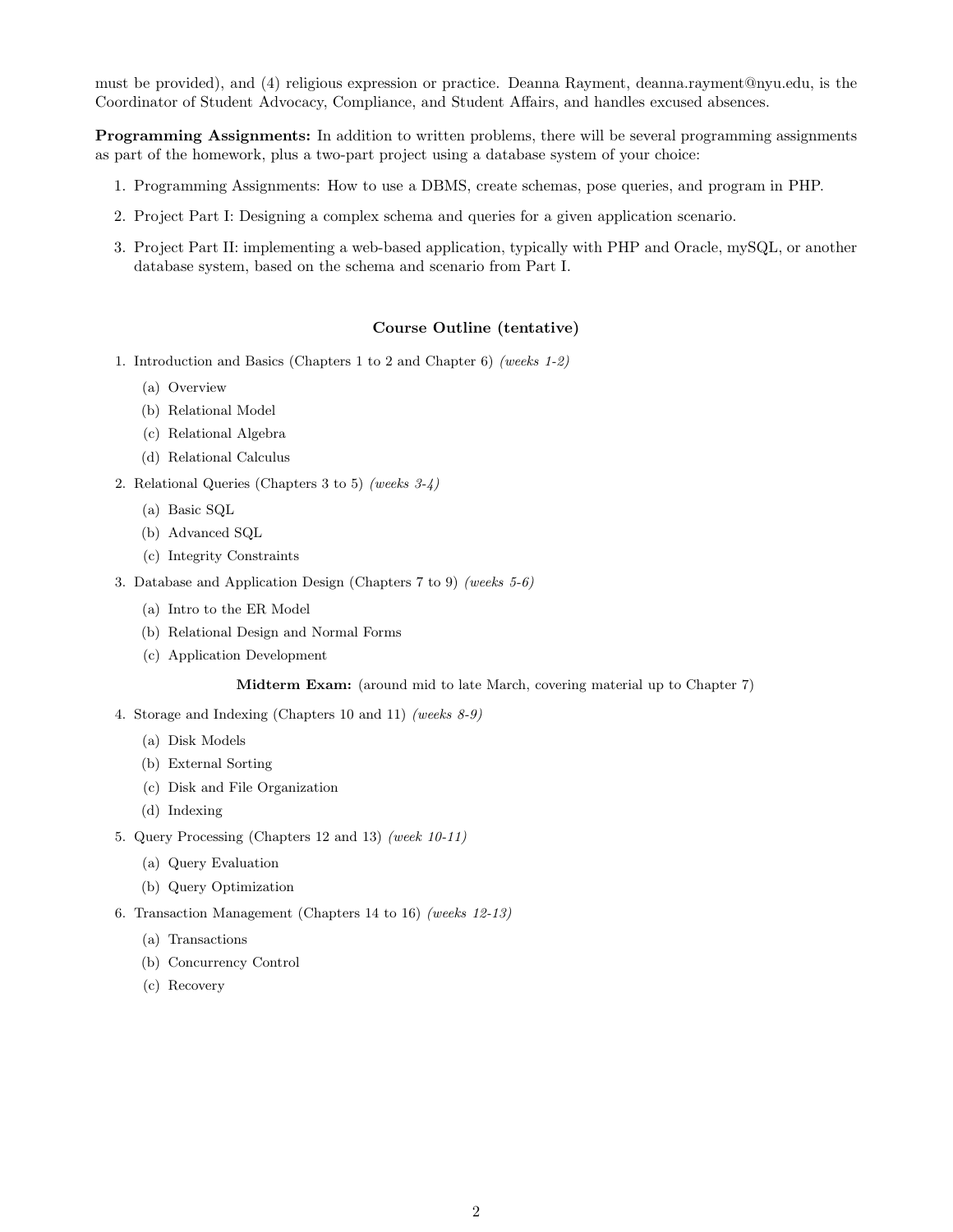must be provided), and (4) religious expression or practice. Deanna Rayment, deanna.rayment@nyu.edu, is the Coordinator of Student Advocacy, Compliance, and Student Affairs, and handles excused absences.

**Programming Assignments:** In addition to written problems, there will be several programming assignments as part of the homework, plus a two-part project using a database system of your choice:

1. Programming Assignments: How to use a DBMS, create schemas, pose queries, and program in PHP.
2. Project Part I: Designing a complex schema and queries for a given application scenario.
3. Project Part II: implementing a web-based application, typically with PHP and Oracle, mySQL, or another database system, based on the schema and scenario from Part I.

## Course Outline (tentative)

1. Introduction and Basics (Chapters 1 to 2 and Chapter 6) *(weeks 1-2)*
   - (a) Overview
   - (b) Relational Model
   - (c) Relational Algebra
   - (d) Relational Calculus
2. Relational Queries (Chapters 3 to 5) *(weeks 3-4)*
   - (a) Basic SQL
   - (b) Advanced SQL
   - (c) Integrity Constraints
3. Database and Application Design (Chapters 7 to 9) *(weeks 5-6)*
   - (a) Intro to the ER Model
   - (b) Relational Design and Normal Forms
   - (c) Application Development

**Midterm Exam:** (around mid to late March, covering material up to Chapter 7)

4. Storage and Indexing (Chapters 10 and 11) *(weeks 8-9)*
   - (a) Disk Models
   - (b) External Sorting
   - (c) Disk and File Organization
   - (d) Indexing
5. Query Processing (Chapters 12 and 13) *(week 10-11)*
   - (a) Query Evaluation
   - (b) Query Optimization
6. Transaction Management (Chapters 14 to 16) *(weeks 12-13)*
   - (a) Transactions
   - (b) Concurrency Control
   - (c) Recovery